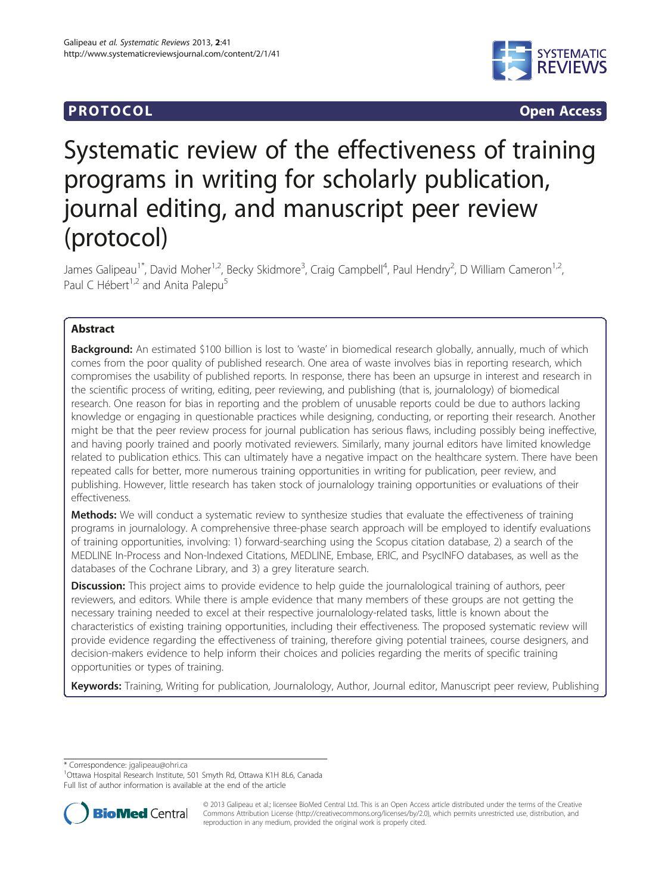**PROTOCOL** **Open Access**

# Systematic review of the effectiveness of training programs in writing for scholarly publication, journal editing, and manuscript peer review (protocol)

James Galipeau[1*], David Moher[1,2], Becky Skidmore[3], Craig Campbell[4], Paul Hendry[2], D William Cameron[1,2], Paul C Hébert[1,2] and Anita Palepu[5]

## Abstract

**Background:** An estimated $100 billion is lost to 'waste' in biomedical research globally, annually, much of which comes from the poor quality of published research. One area of waste involves bias in reporting research, which compromises the usability of published reports. In response, there has been an upsurge in interest and research in the scientific process of writing, editing, peer reviewing, and publishing (that is, journalology) of biomedical research. One reason for bias in reporting and the problem of unusable reports could be due to authors lacking knowledge or engaging in questionable practices while designing, conducting, or reporting their research. Another might be that the peer review process for journal publication has serious flaws, including possibly being ineffective, and having poorly trained and poorly motivated reviewers. Similarly, many journal editors have limited knowledge related to publication ethics. This can ultimately have a negative impact on the healthcare system. There have been repeated calls for better, more numerous training opportunities in writing for publication, peer review, and publishing. However, little research has taken stock of journalology training opportunities or evaluations of their effectiveness.

**Methods:** We will conduct a systematic review to synthesize studies that evaluate the effectiveness of training programs in journalology. A comprehensive three-phase search approach will be employed to identify evaluations of training opportunities, involving: 1) forward-searching using the Scopus citation database, 2) a search of the MEDLINE In-Process and Non-Indexed Citations, MEDLINE, Embase, ERIC, and PsycINFO databases, as well as the databases of the Cochrane Library, and 3) a grey literature search.

**Discussion:** This project aims to provide evidence to help guide the journalological training of authors, peer reviewers, and editors. While there is ample evidence that many members of these groups are not getting the necessary training needed to excel at their respective journalology-related tasks, little is known about the characteristics of existing training opportunities, including their effectiveness. The proposed systematic review will provide evidence regarding the effectiveness of training, therefore giving potential trainees, course designers, and decision-makers evidence to help inform their choices and policies regarding the merits of specific training opportunities or types of training.

**Keywords:** Training, Writing for publication, Journalology, Author, Journal editor, Manuscript peer review, Publishing

\* Correspondence: jgalipeau@ohri.ca
[1]Ottawa Hospital Research Institute, 501 Smyth Rd, Ottawa K1H 8L6, Canada
Full list of author information is available at the end of the article

© 2013 Galipeau et al.; licensee BioMed Central Ltd. This is an Open Access article distributed under the terms of the Creative Commons Attribution License (http://creativecommons.org/licenses/by/2.0), which permits unrestricted use, distribution, and reproduction in any medium, provided the original work is properly cited.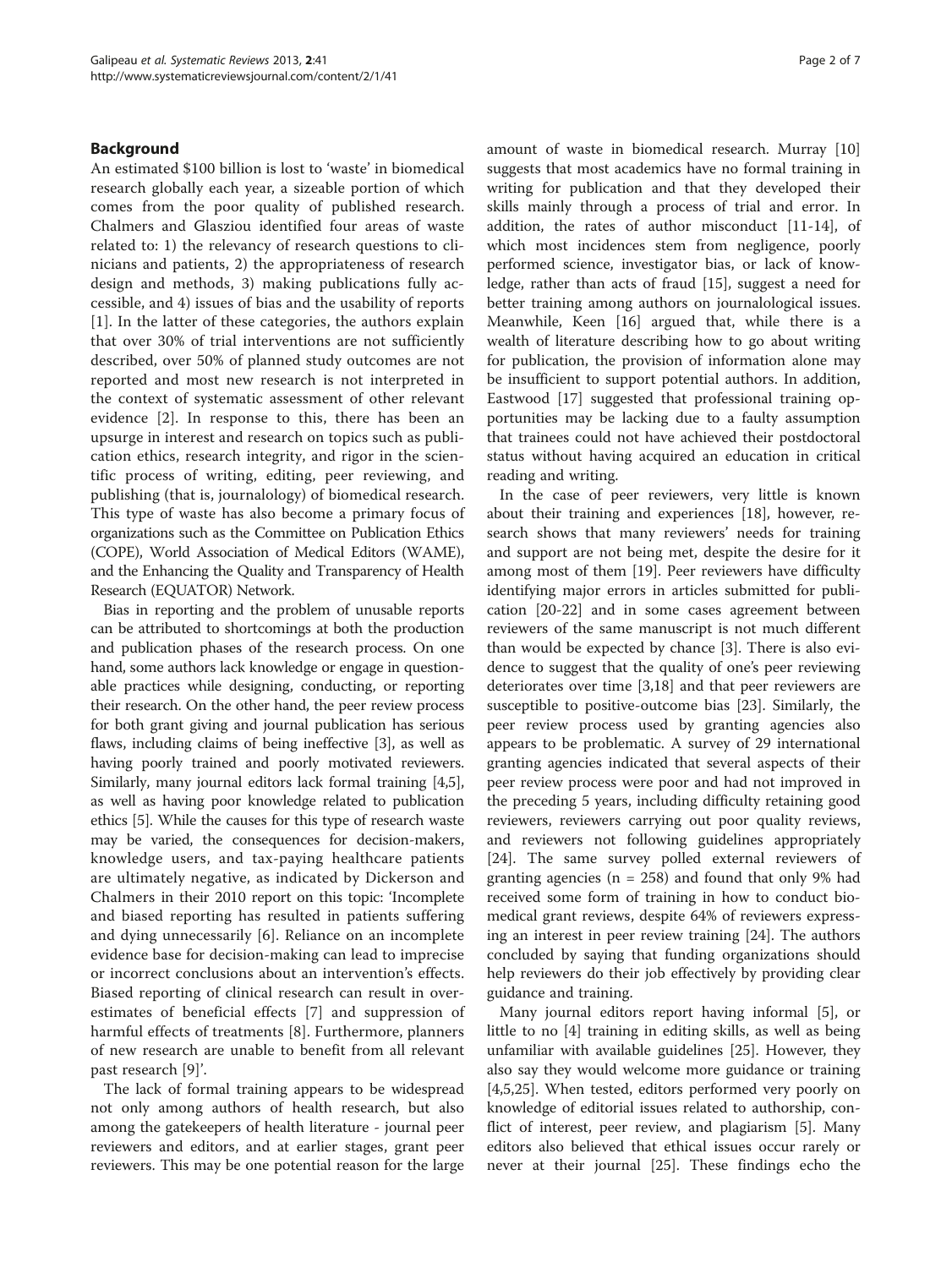## Background

An estimated $100 billion is lost to 'waste' in biomedical research globally each year, a sizeable portion of which comes from the poor quality of published research. Chalmers and Glasziou identified four areas of waste related to: 1) the relevancy of research questions to clinicians and patients, 2) the appropriateness of research design and methods, 3) making publications fully accessible, and 4) issues of bias and the usability of reports [1]. In the latter of these categories, the authors explain that over 30% of trial interventions are not sufficiently described, over 50% of planned study outcomes are not reported and most new research is not interpreted in the context of systematic assessment of other relevant evidence [2]. In response to this, there has been an upsurge in interest and research on topics such as publication ethics, research integrity, and rigor in the scientific process of writing, editing, peer reviewing, and publishing (that is, journalology) of biomedical research. This type of waste has also become a primary focus of organizations such as the Committee on Publication Ethics (COPE), World Association of Medical Editors (WAME), and the Enhancing the Quality and Transparency of Health Research (EQUATOR) Network.

Bias in reporting and the problem of unusable reports can be attributed to shortcomings at both the production and publication phases of the research process. On one hand, some authors lack knowledge or engage in questionable practices while designing, conducting, or reporting their research. On the other hand, the peer review process for both grant giving and journal publication has serious flaws, including claims of being ineffective [3], as well as having poorly trained and poorly motivated reviewers. Similarly, many journal editors lack formal training [4,5], as well as having poor knowledge related to publication ethics [5]. While the causes for this type of research waste may be varied, the consequences for decision-makers, knowledge users, and tax-paying healthcare patients are ultimately negative, as indicated by Dickerson and Chalmers in their 2010 report on this topic: 'Incomplete and biased reporting has resulted in patients suffering and dying unnecessarily [6]. Reliance on an incomplete evidence base for decision-making can lead to imprecise or incorrect conclusions about an intervention's effects. Biased reporting of clinical research can result in overestimates of beneficial effects [7] and suppression of harmful effects of treatments [8]. Furthermore, planners of new research are unable to benefit from all relevant past research [9]'.

The lack of formal training appears to be widespread not only among authors of health research, but also among the gatekeepers of health literature - journal peer reviewers and editors, and at earlier stages, grant peer reviewers. This may be one potential reason for the large amount of waste in biomedical research. Murray [10] suggests that most academics have no formal training in writing for publication and that they developed their skills mainly through a process of trial and error. In addition, the rates of author misconduct [11-14], of which most incidences stem from negligence, poorly performed science, investigator bias, or lack of knowledge, rather than acts of fraud [15], suggest a need for better training among authors on journalological issues. Meanwhile, Keen [16] argued that, while there is a wealth of literature describing how to go about writing for publication, the provision of information alone may be insufficient to support potential authors. In addition, Eastwood [17] suggested that professional training opportunities may be lacking due to a faulty assumption that trainees could not have achieved their postdoctoral status without having acquired an education in critical reading and writing.

In the case of peer reviewers, very little is known about their training and experiences [18], however, research shows that many reviewers' needs for training and support are not being met, despite the desire for it among most of them [19]. Peer reviewers have difficulty identifying major errors in articles submitted for publication [20-22] and in some cases agreement between reviewers of the same manuscript is not much different than would be expected by chance [3]. There is also evidence to suggest that the quality of one's peer reviewing deteriorates over time [3,18] and that peer reviewers are susceptible to positive-outcome bias [23]. Similarly, the peer review process used by granting agencies also appears to be problematic. A survey of 29 international granting agencies indicated that several aspects of their peer review process were poor and had not improved in the preceding 5 years, including difficulty retaining good reviewers, reviewers carrying out poor quality reviews, and reviewers not following guidelines appropriately [24]. The same survey polled external reviewers of granting agencies (n = 258) and found that only 9% had received some form of training in how to conduct biomedical grant reviews, despite 64% of reviewers expressing an interest in peer review training [24]. The authors concluded by saying that funding organizations should help reviewers do their job effectively by providing clear guidance and training.

Many journal editors report having informal [5], or little to no [4] training in editing skills, as well as being unfamiliar with available guidelines [25]. However, they also say they would welcome more guidance or training [4,5,25]. When tested, editors performed very poorly on knowledge of editorial issues related to authorship, conflict of interest, peer review, and plagiarism [5]. Many editors also believed that ethical issues occur rarely or never at their journal [25]. These findings echo the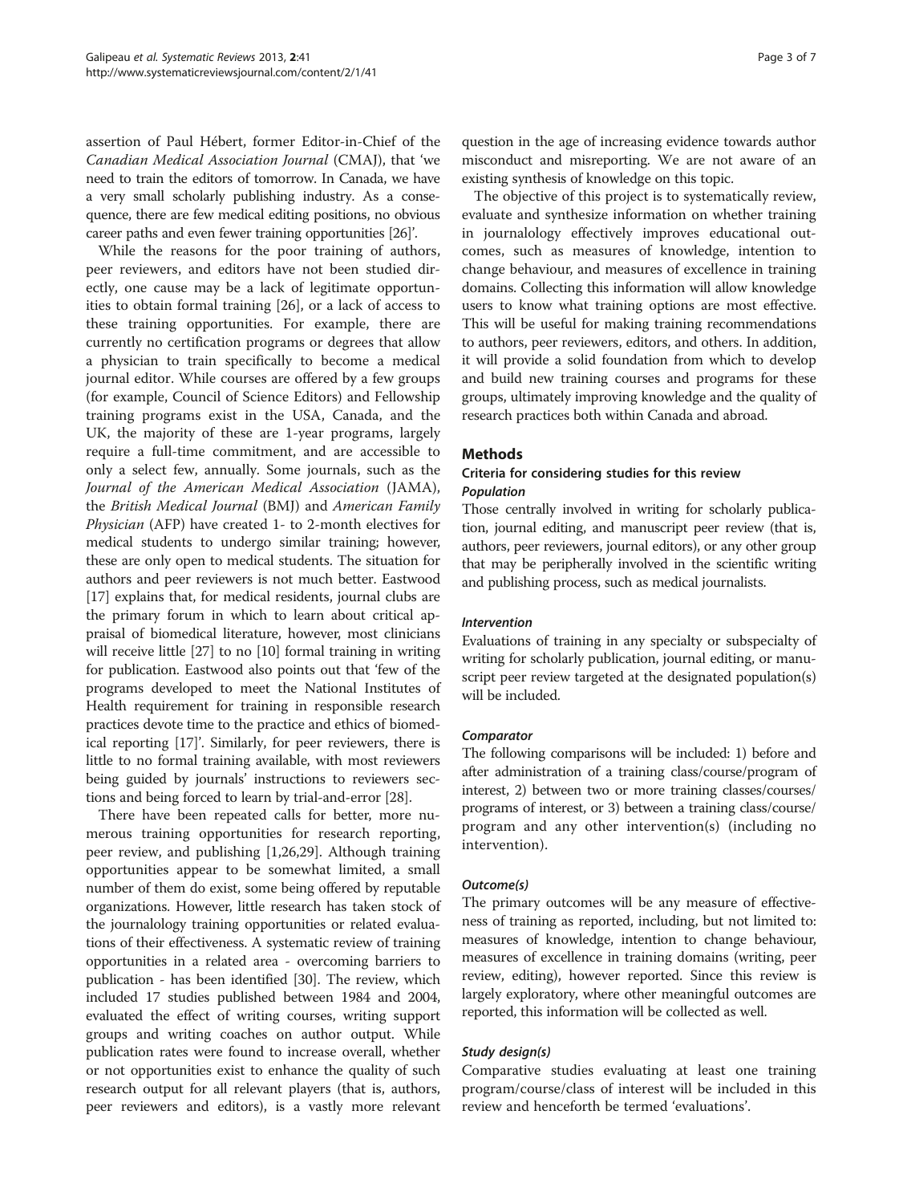assertion of Paul Hébert, former Editor-in-Chief of the *Canadian Medical Association Journal* (CMAJ), that 'we need to train the editors of tomorrow. In Canada, we have a very small scholarly publishing industry. As a consequence, there are few medical editing positions, no obvious career paths and even fewer training opportunities [26]'.

While the reasons for the poor training of authors, peer reviewers, and editors have not been studied directly, one cause may be a lack of legitimate opportunities to obtain formal training [26], or a lack of access to these training opportunities. For example, there are currently no certification programs or degrees that allow a physician to train specifically to become a medical journal editor. While courses are offered by a few groups (for example, Council of Science Editors) and Fellowship training programs exist in the USA, Canada, and the UK, the majority of these are 1-year programs, largely require a full-time commitment, and are accessible to only a select few, annually. Some journals, such as the *Journal of the American Medical Association* (JAMA), the *British Medical Journal* (BMJ) and *American Family Physician* (AFP) have created 1- to 2-month electives for medical students to undergo similar training; however, these are only open to medical students. The situation for authors and peer reviewers is not much better. Eastwood [17] explains that, for medical residents, journal clubs are the primary forum in which to learn about critical appraisal of biomedical literature, however, most clinicians will receive little [27] to no [10] formal training in writing for publication. Eastwood also points out that 'few of the programs developed to meet the National Institutes of Health requirement for training in responsible research practices devote time to the practice and ethics of biomedical reporting [17]'. Similarly, for peer reviewers, there is little to no formal training available, with most reviewers being guided by journals' instructions to reviewers sections and being forced to learn by trial-and-error [28].

There have been repeated calls for better, more numerous training opportunities for research reporting, peer review, and publishing [1,26,29]. Although training opportunities appear to be somewhat limited, a small number of them do exist, some being offered by reputable organizations. However, little research has taken stock of the journalology training opportunities or related evaluations of their effectiveness. A systematic review of training opportunities in a related area - overcoming barriers to publication - has been identified [30]. The review, which included 17 studies published between 1984 and 2004, evaluated the effect of writing courses, writing support groups and writing coaches on author output. While publication rates were found to increase overall, whether or not opportunities exist to enhance the quality of such research output for all relevant players (that is, authors, peer reviewers and editors), is a vastly more relevant question in the age of increasing evidence towards author misconduct and misreporting. We are not aware of an existing synthesis of knowledge on this topic.

The objective of this project is to systematically review, evaluate and synthesize information on whether training in journalology effectively improves educational outcomes, such as measures of knowledge, intention to change behaviour, and measures of excellence in training domains. Collecting this information will allow knowledge users to know what training options are most effective. This will be useful for making training recommendations to authors, peer reviewers, editors, and others. In addition, it will provide a solid foundation from which to develop and build new training courses and programs for these groups, ultimately improving knowledge and the quality of research practices both within Canada and abroad.

## Methods

### Criteria for considering studies for this review

#### *Population*

Those centrally involved in writing for scholarly publication, journal editing, and manuscript peer review (that is, authors, peer reviewers, journal editors), or any other group that may be peripherally involved in the scientific writing and publishing process, such as medical journalists.

#### *Intervention*

Evaluations of training in any specialty or subspecialty of writing for scholarly publication, journal editing, or manuscript peer review targeted at the designated population(s) will be included.

#### *Comparator*

The following comparisons will be included: 1) before and after administration of a training class/course/program of interest, 2) between two or more training classes/courses/programs of interest, or 3) between a training class/course/program and any other intervention(s) (including no intervention).

#### *Outcome(s)*

The primary outcomes will be any measure of effectiveness of training as reported, including, but not limited to: measures of knowledge, intention to change behaviour, measures of excellence in training domains (writing, peer review, editing), however reported. Since this review is largely exploratory, where other meaningful outcomes are reported, this information will be collected as well.

#### *Study design(s)*

Comparative studies evaluating at least one training program/course/class of interest will be included in this review and henceforth be termed 'evaluations'.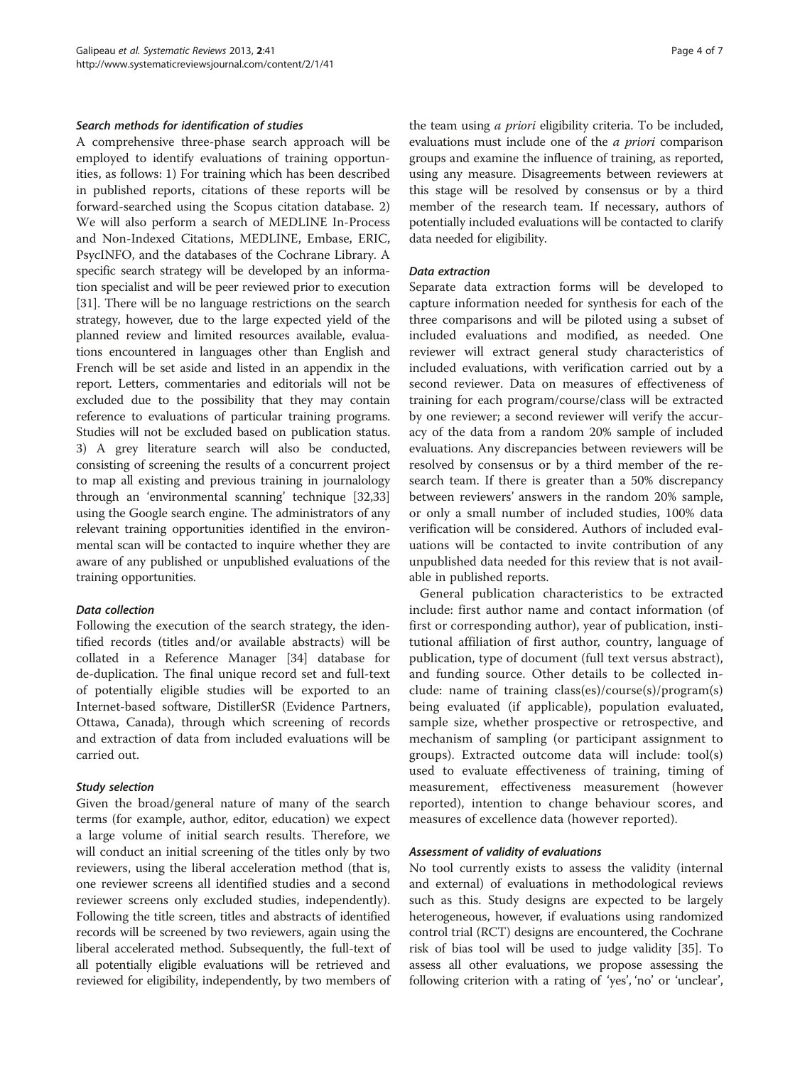### Search methods for identification of studies

A comprehensive three-phase search approach will be employed to identify evaluations of training opportunities, as follows: 1) For training which has been described in published reports, citations of these reports will be forward-searched using the Scopus citation database. 2) We will also perform a search of MEDLINE In-Process and Non-Indexed Citations, MEDLINE, Embase, ERIC, PsycINFO, and the databases of the Cochrane Library. A specific search strategy will be developed by an information specialist and will be peer reviewed prior to execution [31]. There will be no language restrictions on the search strategy, however, due to the large expected yield of the planned review and limited resources available, evaluations encountered in languages other than English and French will be set aside and listed in an appendix in the report. Letters, commentaries and editorials will not be excluded due to the possibility that they may contain reference to evaluations of particular training programs. Studies will not be excluded based on publication status. 3) A grey literature search will also be conducted, consisting of screening the results of a concurrent project to map all existing and previous training in journalology through an 'environmental scanning' technique [32,33] using the Google search engine. The administrators of any relevant training opportunities identified in the environmental scan will be contacted to inquire whether they are aware of any published or unpublished evaluations of the training opportunities.

### Data collection

Following the execution of the search strategy, the identified records (titles and/or available abstracts) will be collated in a Reference Manager [34] database for de-duplication. The final unique record set and full-text of potentially eligible studies will be exported to an Internet-based software, DistillerSR (Evidence Partners, Ottawa, Canada), through which screening of records and extraction of data from included evaluations will be carried out.

### Study selection

Given the broad/general nature of many of the search terms (for example, author, editor, education) we expect a large volume of initial search results. Therefore, we will conduct an initial screening of the titles only by two reviewers, using the liberal acceleration method (that is, one reviewer screens all identified studies and a second reviewer screens only excluded studies, independently). Following the title screen, titles and abstracts of identified records will be screened by two reviewers, again using the liberal accelerated method. Subsequently, the full-text of all potentially eligible evaluations will be retrieved and reviewed for eligibility, independently, by two members of the team using *a priori* eligibility criteria. To be included, evaluations must include one of the *a priori* comparison groups and examine the influence of training, as reported, using any measure. Disagreements between reviewers at this stage will be resolved by consensus or by a third member of the research team. If necessary, authors of potentially included evaluations will be contacted to clarify data needed for eligibility.

### Data extraction

Separate data extraction forms will be developed to capture information needed for synthesis for each of the three comparisons and will be piloted using a subset of included evaluations and modified, as needed. One reviewer will extract general study characteristics of included evaluations, with verification carried out by a second reviewer. Data on measures of effectiveness of training for each program/course/class will be extracted by one reviewer; a second reviewer will verify the accuracy of the data from a random 20% sample of included evaluations. Any discrepancies between reviewers will be resolved by consensus or by a third member of the research team. If there is greater than a 50% discrepancy between reviewers' answers in the random 20% sample, or only a small number of included studies, 100% data verification will be considered. Authors of included evaluations will be contacted to invite contribution of any unpublished data needed for this review that is not available in published reports.

General publication characteristics to be extracted include: first author name and contact information (of first or corresponding author), year of publication, institutional affiliation of first author, country, language of publication, type of document (full text versus abstract), and funding source. Other details to be collected include: name of training class(es)/course(s)/program(s) being evaluated (if applicable), population evaluated, sample size, whether prospective or retrospective, and mechanism of sampling (or participant assignment to groups). Extracted outcome data will include: tool(s) used to evaluate effectiveness of training, timing of measurement, effectiveness measurement (however reported), intention to change behaviour scores, and measures of excellence data (however reported).

### Assessment of validity of evaluations

No tool currently exists to assess the validity (internal and external) of evaluations in methodological reviews such as this. Study designs are expected to be largely heterogeneous, however, if evaluations using randomized control trial (RCT) designs are encountered, the Cochrane risk of bias tool will be used to judge validity [35]. To assess all other evaluations, we propose assessing the following criterion with a rating of 'yes', 'no' or 'unclear',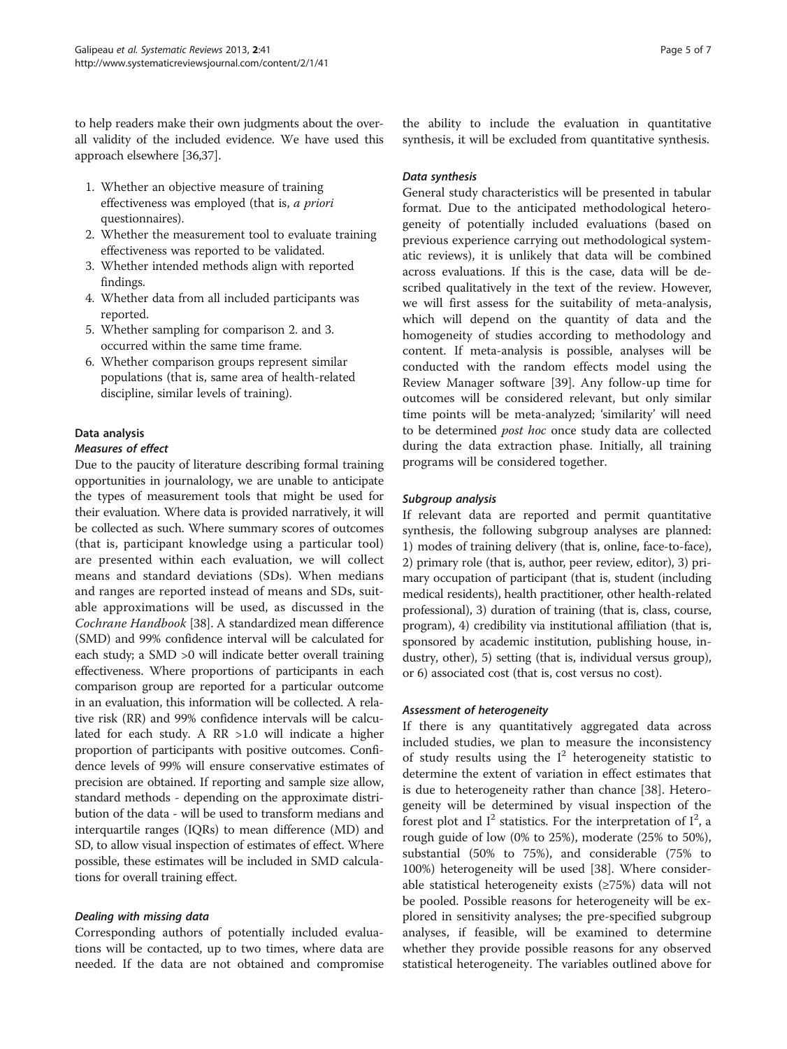to help readers make their own judgments about the overall validity of the included evidence. We have used this approach elsewhere [36,37].

1. Whether an objective measure of training effectiveness was employed (that is, *a priori* questionnaires).
2. Whether the measurement tool to evaluate training effectiveness was reported to be validated.
3. Whether intended methods align with reported findings.
4. Whether data from all included participants was reported.
5. Whether sampling for comparison 2. and 3. occurred within the same time frame.
6. Whether comparison groups represent similar populations (that is, same area of health-related discipline, similar levels of training).

## Data analysis

### *Measures of effect*

Due to the paucity of literature describing formal training opportunities in journalology, we are unable to anticipate the types of measurement tools that might be used for their evaluation. Where data is provided narratively, it will be collected as such. Where summary scores of outcomes (that is, participant knowledge using a particular tool) are presented within each evaluation, we will collect means and standard deviations (SDs). When medians and ranges are reported instead of means and SDs, suitable approximations will be used, as discussed in the *Cochrane Handbook* [38]. A standardized mean difference (SMD) and 99% confidence interval will be calculated for each study; a SMD >0 will indicate better overall training effectiveness. Where proportions of participants in each comparison group are reported for a particular outcome in an evaluation, this information will be collected. A relative risk (RR) and 99% confidence intervals will be calculated for each study. A RR >1.0 will indicate a higher proportion of participants with positive outcomes. Confidence levels of 99% will ensure conservative estimates of precision are obtained. If reporting and sample size allow, standard methods - depending on the approximate distribution of the data - will be used to transform medians and interquartile ranges (IQRs) to mean difference (MD) and SD, to allow visual inspection of estimates of effect. Where possible, these estimates will be included in SMD calculations for overall training effect.

### *Dealing with missing data*

Corresponding authors of potentially included evaluations will be contacted, up to two times, where data are needed. If the data are not obtained and compromise the ability to include the evaluation in quantitative synthesis, it will be excluded from quantitative synthesis.

### *Data synthesis*

General study characteristics will be presented in tabular format. Due to the anticipated methodological heterogeneity of potentially included evaluations (based on previous experience carrying out methodological systematic reviews), it is unlikely that data will be combined across evaluations. If this is the case, data will be described qualitatively in the text of the review. However, we will first assess for the suitability of meta-analysis, which will depend on the quantity of data and the homogeneity of studies according to methodology and content. If meta-analysis is possible, analyses will be conducted with the random effects model using the Review Manager software [39]. Any follow-up time for outcomes will be considered relevant, but only similar time points will be meta-analyzed; 'similarity' will need to be determined *post hoc* once study data are collected during the data extraction phase. Initially, all training programs will be considered together.

### *Subgroup analysis*

If relevant data are reported and permit quantitative synthesis, the following subgroup analyses are planned: 1) modes of training delivery (that is, online, face-to-face), 2) primary role (that is, author, peer review, editor), 3) primary occupation of participant (that is, student (including medical residents), health practitioner, other health-related professional), 3) duration of training (that is, class, course, program), 4) credibility via institutional affiliation (that is, sponsored by academic institution, publishing house, industry, other), 5) setting (that is, individual versus group), or 6) associated cost (that is, cost versus no cost).

### *Assessment of heterogeneity*

If there is any quantitatively aggregated data across included studies, we plan to measure the inconsistency of study results using the $I^2$ heterogeneity statistic to determine the extent of variation in effect estimates that is due to heterogeneity rather than chance [38]. Heterogeneity will be determined by visual inspection of the forest plot and $I^2$ statistics. For the interpretation of $I^2$, a rough guide of low (0% to 25%), moderate (25% to 50%), substantial (50% to 75%), and considerable (75% to 100%) heterogeneity will be used [38]. Where considerable statistical heterogeneity exists (≥75%) data will not be pooled. Possible reasons for heterogeneity will be explored in sensitivity analyses; the pre-specified subgroup analyses, if feasible, will be examined to determine whether they provide possible reasons for any observed statistical heterogeneity. The variables outlined above for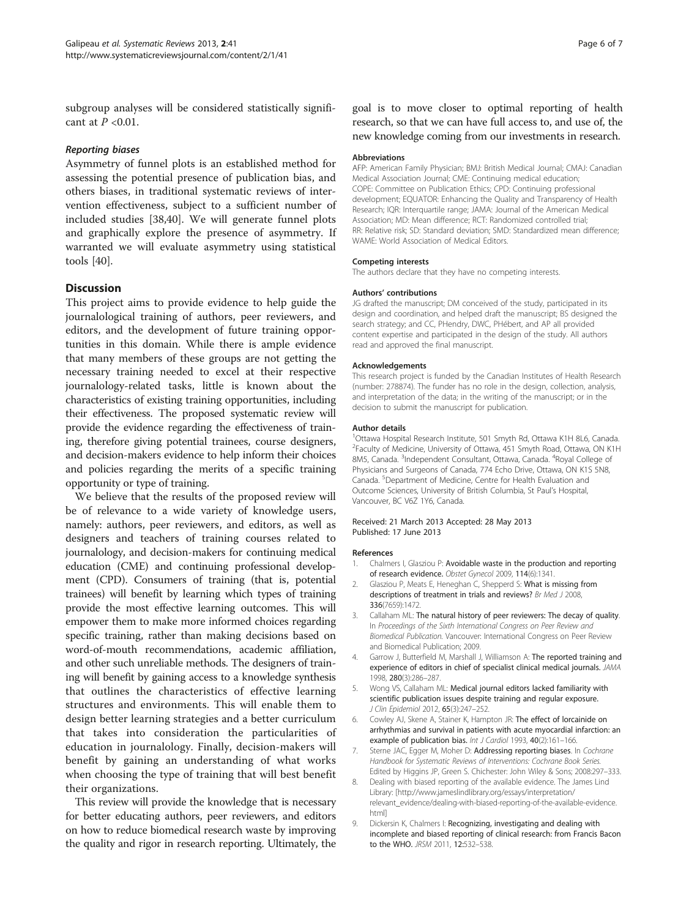subgroup analyses will be considered statistically significant at $P$ <0.01.

#### *Reporting biases*

Asymmetry of funnel plots is an established method for assessing the potential presence of publication bias, and others biases, in traditional systematic reviews of intervention effectiveness, subject to a sufficient number of included studies [38,40]. We will generate funnel plots and graphically explore the presence of asymmetry. If warranted we will evaluate asymmetry using statistical tools [40].

## Discussion

This project aims to provide evidence to help guide the journalological training of authors, peer reviewers, and editors, and the development of future training opportunities in this domain. While there is ample evidence that many members of these groups are not getting the necessary training needed to excel at their respective journalology-related tasks, little is known about the characteristics of existing training opportunities, including their effectiveness. The proposed systematic review will provide the evidence regarding the effectiveness of training, therefore giving potential trainees, course designers, and decision-makers evidence to help inform their choices and policies regarding the merits of a specific training opportunity or type of training.

We believe that the results of the proposed review will be of relevance to a wide variety of knowledge users, namely: authors, peer reviewers, and editors, as well as designers and teachers of training courses related to journalology, and decision-makers for continuing medical education (CME) and continuing professional development (CPD). Consumers of training (that is, potential trainees) will benefit by learning which types of training provide the most effective learning outcomes. This will empower them to make more informed choices regarding specific training, rather than making decisions based on word-of-mouth recommendations, academic affiliation, and other such unreliable methods. The designers of training will benefit by gaining access to a knowledge synthesis that outlines the characteristics of effective learning structures and environments. This will enable them to design better learning strategies and a better curriculum that takes into consideration the particularities of education in journalology. Finally, decision-makers will benefit by gaining an understanding of what works when choosing the type of training that will best benefit their organizations.

This review will provide the knowledge that is necessary for better educating authors, peer reviewers, and editors on how to reduce biomedical research waste by improving the quality and rigor in research reporting. Ultimately, the goal is to move closer to optimal reporting of health research, so that we can have full access to, and use of, the new knowledge coming from our investments in research.

#### Abbreviations

AFP: American Family Physician; BMJ: British Medical Journal; CMAJ: Canadian Medical Association Journal; CME: Continuing medical education; COPE: Committee on Publication Ethics; CPD: Continuing professional development; EQUATOR: Enhancing the Quality and Transparency of Health Research; IQR: Interquartile range; JAMA: Journal of the American Medical Association; MD: Mean difference; RCT: Randomized controlled trial; RR: Relative risk; SD: Standard deviation; SMD: Standardized mean difference; WAME: World Association of Medical Editors.

#### Competing interests

The authors declare that they have no competing interests.

#### Authors' contributions

JG drafted the manuscript; DM conceived of the study, participated in its design and coordination, and helped draft the manuscript; BS designed the search strategy; and CC, PHendry, DWC, PHébert, and AP all provided content expertise and participated in the design of the study. All authors read and approved the final manuscript.

#### Acknowledgements

This research project is funded by the Canadian Institutes of Health Research (number: 278874). The funder has no role in the design, collection, analysis, and interpretation of the data; in the writing of the manuscript; or in the decision to submit the manuscript for publication.

#### Author details

[1]Ottawa Hospital Research Institute, 501 Smyth Rd, Ottawa K1H 8L6, Canada. [2]Faculty of Medicine, University of Ottawa, 451 Smyth Road, Ottawa, ON K1H 8M5, Canada. [3]Independent Consultant, Ottawa, Canada. [4]Royal College of Physicians and Surgeons of Canada, 774 Echo Drive, Ottawa, ON K1S 5N8, Canada. [5]Department of Medicine, Centre for Health Evaluation and Outcome Sciences, University of British Columbia, St Paul's Hospital, Vancouver, BC V6Z 1Y6, Canada.

Received: 21 March 2013 Accepted: 28 May 2013
Published: 17 June 2013

#### References

1. Chalmers I, Glasziou P: **Avoidable waste in the production and reporting of research evidence.** *Obstet Gynecol* 2009, **114**(6):1341.
2. Glasziou P, Meats E, Heneghan C, Shepperd S: **What is missing from descriptions of treatment in trials and reviews?** *Br Med J* 2008, **336**(7659):1472.
3. Callaham ML: **The natural history of peer reviewers: The decay of quality.** In *Proceedings of the Sixth International Congress on Peer Review and Biomedical Publication*. Vancouver: International Congress on Peer Review and Biomedical Publication; 2009.
4. Garrow J, Butterfield M, Marshall J, Williamson A: **The reported training and experience of editors in chief of specialist clinical medical journals.** *JAMA* 1998, **280**(3):286–287.
5. Wong VS, Callaham ML: **Medical journal editors lacked familiarity with scientific publication issues despite training and regular exposure.** *J Clin Epidemiol* 2012, **65**(3):247–252.
6. Cowley AJ, Skene A, Stainer K, Hampton JR: **The effect of lorcainide on arrhythmias and survival in patients with acute myocardial infarction: an example of publication bias.** *Int J Cardiol* 1993, **40**(2):161–166.
7. Sterne JAC, Egger M, Moher D: **Addressing reporting biases.** In *Cochrane Handbook for Systematic Reviews of Interventions: Cochrane Book Series*. Edited by Higgins JP, Green S. Chichester: John Wiley & Sons; 2008:297–333.
8. Dealing with biased reporting of the available evidence. The James Lind Library: [http://www.jameslindlibrary.org/essays/interpretation/relevant_evidence/dealing-with-biased-reporting-of-the-available-evidence.html]
9. Dickersin K, Chalmers I: **Recognizing, investigating and dealing with incomplete and biased reporting of clinical research: from Francis Bacon to the WHO.** *JRSM* 2011, **12**:532–538.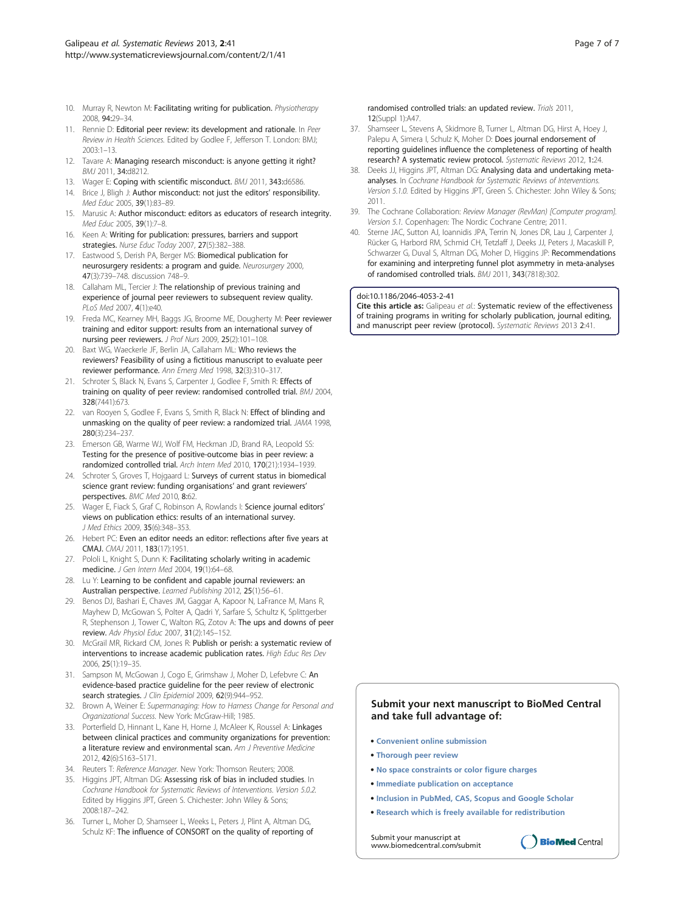10. Murray R, Newton M: **Facilitating writing for publication.** *Physiotherapy* 2008, **94:**29–34.
11. Rennie D: **Editorial peer review: its development and rationale.** In *Peer Review in Health Sciences.* Edited by Godlee F, Jefferson T. London: BMJ; 2003:1–13.
12. Tavare A: **Managing research misconduct: is anyone getting it right?** *BMJ* 2011, **34:**d8212.
13. Wager E: **Coping with scientific misconduct.** *BMJ* 2011, **343:**d6586.
14. Brice J, Bligh J: **Author misconduct: not just the editors' responsibility.** *Med Educ* 2005, **39**(1):83–89.
15. Marusic A: **Author misconduct: editors as educators of research integrity.** *Med Educ* 2005, **39**(1):7–8.
16. Keen A: **Writing for publication: pressures, barriers and support strategies.** *Nurse Educ Today* 2007, **27**(5):382–388.
17. Eastwood S, Derish PA, Berger MS: **Biomedical publication for neurosurgery residents: a program and guide.** *Neurosurgery* 2000, **47**(3):739–748. discussion 748–9.
18. Callaham ML, Tercier J: **The relationship of previous training and experience of journal peer reviewers to subsequent review quality.** *PLoS Med* 2007, **4**(1):e40.
19. Freda MC, Kearney MH, Baggs JG, Broome ME, Dougherty M: **Peer reviewer training and editor support: results from an international survey of nursing peer reviewers.** *J Prof Nurs* 2009, **25**(2):101–108.
20. Baxt WG, Waeckerle JF, Berlin JA, Callaham ML: **Who reviews the reviewers? Feasibility of using a fictitious manuscript to evaluate peer reviewer performance.** *Ann Emerg Med* 1998, **32**(3):310–317.
21. Schroter S, Black N, Evans S, Carpenter J, Godlee F, Smith R: **Effects of training on quality of peer review: randomised controlled trial.** *BMJ* 2004, **328**(7441):673.
22. van Rooyen S, Godlee F, Evans S, Smith R, Black N: **Effect of blinding and unmasking on the quality of peer review: a randomized trial.** *JAMA* 1998, **280**(3):234–237.
23. Emerson GB, Warme WJ, Wolf FM, Heckman JD, Brand RA, Leopold SS: **Testing for the presence of positive-outcome bias in peer review: a randomized controlled trial.** *Arch Intern Med* 2010, **170**(21):1934–1939.
24. Schroter S, Groves T, Hojgaard L: **Surveys of current status in biomedical science grant review: funding organisations' and grant reviewers' perspectives.** *BMC Med* 2010, **8:**62.
25. Wager E, Fiack S, Graf C, Robinson A, Rowlands I: **Science journal editors' views on publication ethics: results of an international survey.** *J Med Ethics* 2009, **35**(6):348–353.
26. Hebert PC: **Even an editor needs an editor: reflections after five years at CMAJ.** *CMAJ* 2011, **183**(17):1951.
27. Pololi L, Knight S, Dunn K: **Facilitating scholarly writing in academic medicine.** *J Gen Intern Med* 2004, **19**(1):64–68.
28. Lu Y: **Learning to be confident and capable journal reviewers: an Australian perspective.** *Learned Publishing* 2012, **25**(1):56–61.
29. Benos DJ, Bashari E, Chaves JM, Gaggar A, Kapoor N, LaFrance M, Mans R, Mayhew D, McGowan S, Polter A, Qadri Y, Sarfare S, Schultz K, Splittgerber R, Stephenson J, Tower C, Walton RG, Zotov A: **The ups and downs of peer review.** *Adv Physiol Educ* 2007, **31**(2):145–152.
30. McGrail MR, Rickard CM, Jones R: **Publish or perish: a systematic review of interventions to increase academic publication rates.** *High Educ Res Dev* 2006, **25**(1):19–35.
31. Sampson M, McGowan J, Cogo E, Grimshaw J, Moher D, Lefebvre C: **An evidence-based practice guideline for the peer review of electronic search strategies.** *J Clin Epidemiol* 2009, **62**(9):944–952.
32. Brown A, Weiner E: *Supermanaging: How to Harness Change for Personal and Organizational Success.* New York: McGraw-Hill; 1985.
33. Porterfield D, Hinnant L, Kane H, Horne J, McAleer K, Roussel A: **Linkages between clinical practices and community organizations for prevention: a literature review and environmental scan.** *Am J Preventive Medicine* 2012, **42**(6):S163–S171.
34. Reuters T: *Reference Manager.* New York: Thomson Reuters; 2008.
35. Higgins JPT, Altman DG: **Assessing risk of bias in included studies.** In *Cochrane Handbook for Systematic Reviews of Interventions. Version 5.0.2.* Edited by Higgins JPT, Green S. Chichester: John Wiley & Sons; 2008:187–242.
36. Turner L, Moher D, Shamseer L, Weeks L, Peters J, Plint A, Altman DG, Schulz KF: **The influence of CONSORT on the quality of reporting of randomised controlled trials: an updated review.** *Trials* 2011, **12**(Suppl 1):A47.
37. Shamseer L, Stevens A, Skidmore B, Turner L, Altman DG, Hirst A, Hoey J, Palepu A, Simera I, Schulz K, Moher D: **Does journal endorsement of reporting guidelines influence the completeness of reporting of health research? A systematic review protocol.** *Systematic Reviews* 2012, **1:**24.
38. Deeks JJ, Higgins JPT, Altman DG: **Analysing data and undertaking meta-analyses.** In *Cochrane Handbook for Systematic Reviews of Interventions. Version 5.1.0.* Edited by Higgins JPT, Green S. Chichester: John Wiley & Sons; 2011.
39. The Cochrane Collaboration: *Review Manager (RevMan) [Computer program]. Version 5.1.* Copenhagen: The Nordic Cochrane Centre; 2011.
40. Sterne JAC, Sutton AJ, Ioannidis JPA, Terrin N, Jones DR, Lau J, Carpenter J, Rücker G, Harbord RM, Schmid CH, Tetzlaff J, Deeks JJ, Peters J, Macaskill P, Schwarzer G, Duval S, Altman DG, Moher D, Higgins JP: **Recommendations for examining and interpreting funnel plot asymmetry in meta-analyses of randomised controlled trials.** *BMJ* 2011, **343**(7818):302.

doi:10.1186/2046-4053-2-41

**Cite this article as:** Galipeau *et al.*: Systematic review of the effectiveness of training programs in writing for scholarly publication, journal editing, and manuscript peer review (protocol). *Systematic Reviews* 2013 **2**:41.

**Submit your next manuscript to BioMed Central and take full advantage of:**

- **Convenient online submission**
- **Thorough peer review**
- **No space constraints or color figure charges**
- **Immediate publication on acceptance**
- **Inclusion in PubMed, CAS, Scopus and Google Scholar**
- **Research which is freely available for redistribution**

Submit your manuscript at www.biomedcentral.com/submit